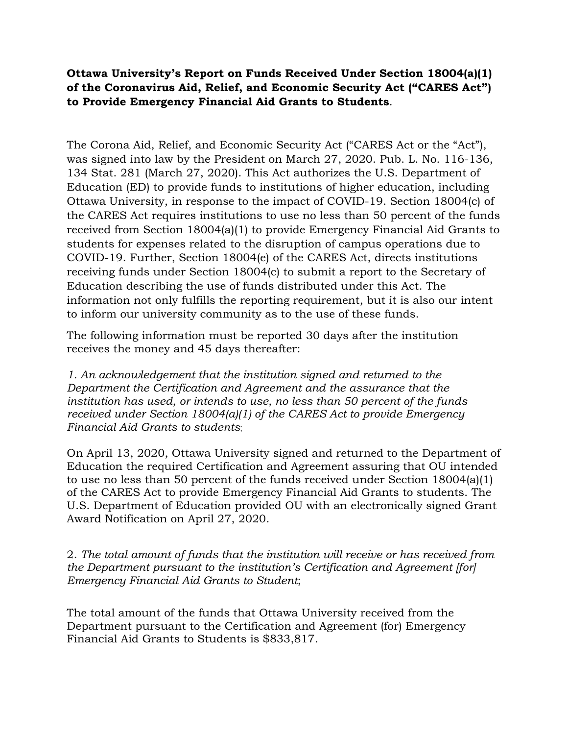**Ottawa University's Report on Funds Received Under Section 18004(a)(1) of the Coronavirus Aid, Relief, and Economic Security Act ("CARES Act") to Provide Emergency Financial Aid Grants to Students**.

The Corona Aid, Relief, and Economic Security Act ("CARES Act or the "Act"), was signed into law by the President on March 27, 2020. Pub. L. No. 116-136, 134 Stat. 281 (March 27, 2020). This Act authorizes the U.S. Department of Education (ED) to provide funds to institutions of higher education, including Ottawa University, in response to the impact of COVID-19. Section 18004(c) of the CARES Act requires institutions to use no less than 50 percent of the funds received from Section 18004(a)(1) to provide Emergency Financial Aid Grants to students for expenses related to the disruption of campus operations due to COVID-19. Further, Section 18004(e) of the CARES Act, directs institutions receiving funds under Section 18004(c) to submit a report to the Secretary of Education describing the use of funds distributed under this Act. The information not only fulfills the reporting requirement, but it is also our intent to inform our university community as to the use of these funds.

The following information must be reported 30 days after the institution receives the money and 45 days thereafter:

*1. An acknowledgement that the institution signed and returned to the Department the Certification and Agreement and the assurance that the institution has used, or intends to use, no less than 50 percent of the funds received under Section 18004(a)(1) of the CARES Act to provide Emergency Financial Aid Grants to students*;

On April 13, 2020, Ottawa University signed and returned to the Department of Education the required Certification and Agreement assuring that OU intended to use no less than 50 percent of the funds received under Section 18004(a)(1) of the CARES Act to provide Emergency Financial Aid Grants to students. The U.S. Department of Education provided OU with an electronically signed Grant Award Notification on April 27, 2020.

2. *The total amount of funds that the institution will receive or has received from the Department pursuant to the institution's Certification and Agreement [for] Emergency Financial Aid Grants to Student*;

The total amount of the funds that Ottawa University received from the Department pursuant to the Certification and Agreement (for) Emergency Financial Aid Grants to Students is $833,817.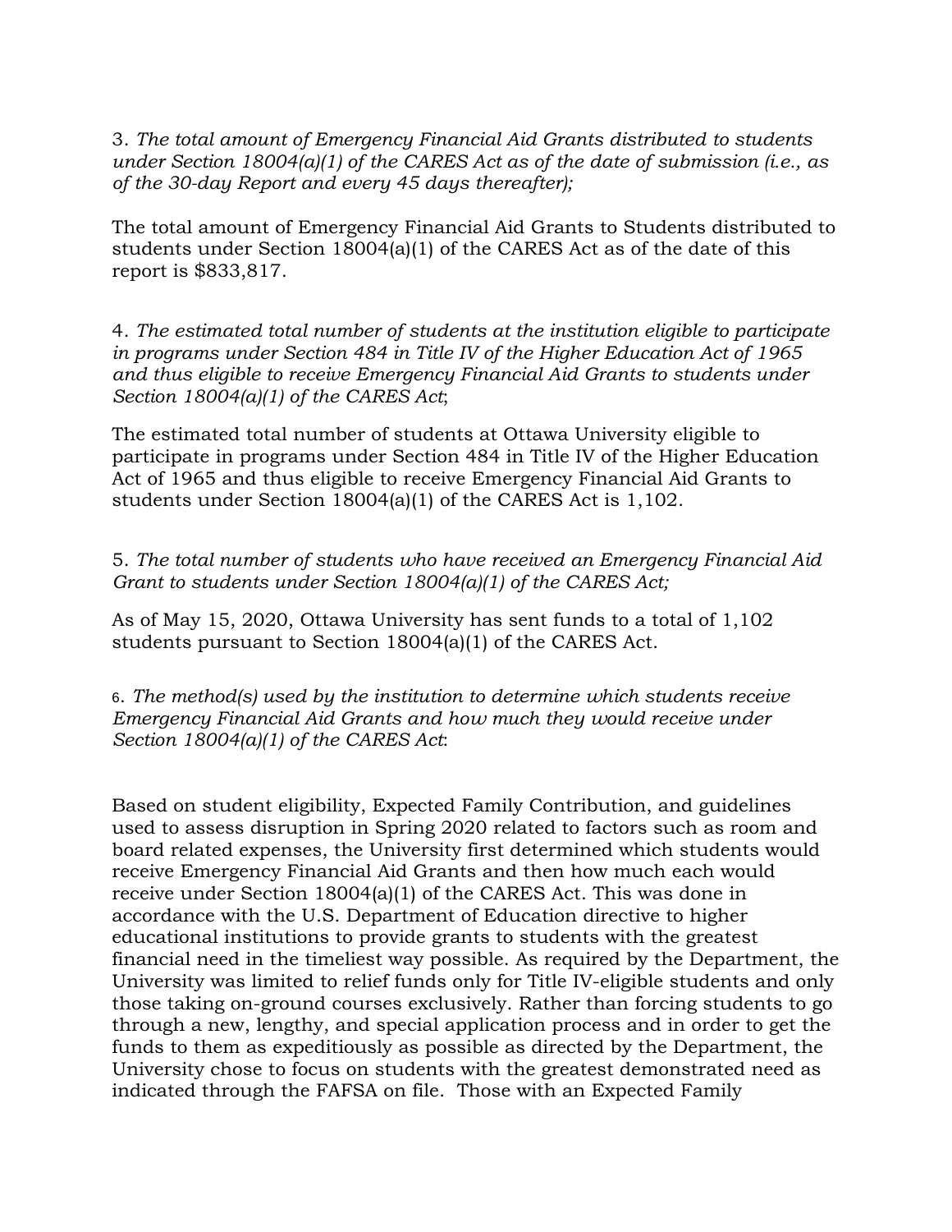3. *The total amount of Emergency Financial Aid Grants distributed to students under Section 18004(a)(1) of the CARES Act as of the date of submission (i.e., as of the 30-day Report and every 45 days thereafter);*

The total amount of Emergency Financial Aid Grants to Students distributed to students under Section 18004(a)(1) of the CARES Act as of the date of this report is $833,817.

4. *The estimated total number of students at the institution eligible to participate in programs under Section 484 in Title IV of the Higher Education Act of 1965 and thus eligible to receive Emergency Financial Aid Grants to students under Section 18004(a)(1) of the CARES Act*;

The estimated total number of students at Ottawa University eligible to participate in programs under Section 484 in Title IV of the Higher Education Act of 1965 and thus eligible to receive Emergency Financial Aid Grants to students under Section 18004(a)(1) of the CARES Act is 1,102.

5. *The total number of students who have received an Emergency Financial Aid Grant to students under Section 18004(a)(1) of the CARES Act;*

As of May 15, 2020, Ottawa University has sent funds to a total of 1,102 students pursuant to Section 18004(a)(1) of the CARES Act.

6. *The method(s) used by the institution to determine which students receive Emergency Financial Aid Grants and how much they would receive under Section 18004(a)(1) of the CARES Act*:

Based on student eligibility, Expected Family Contribution, and guidelines used to assess disruption in Spring 2020 related to factors such as room and board related expenses, the University first determined which students would receive Emergency Financial Aid Grants and then how much each would receive under Section 18004(a)(1) of the CARES Act. This was done in accordance with the U.S. Department of Education directive to higher educational institutions to provide grants to students with the greatest financial need in the timeliest way possible. As required by the Department, the University was limited to relief funds only for Title IV-eligible students and only those taking on-ground courses exclusively. Rather than forcing students to go through a new, lengthy, and special application process and in order to get the funds to them as expeditiously as possible as directed by the Department, the University chose to focus on students with the greatest demonstrated need as indicated through the FAFSA on file. Those with an Expected Family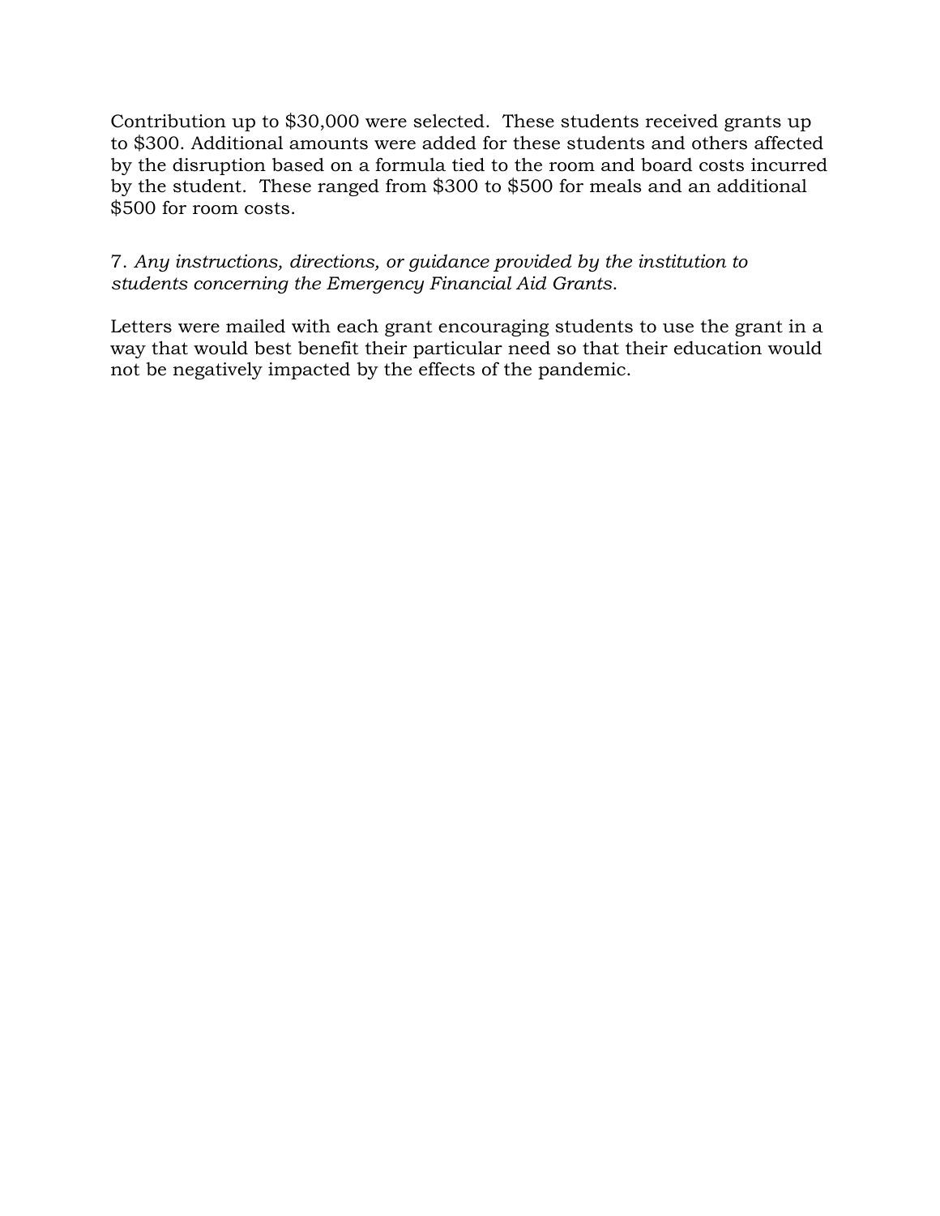Contribution up to $30,000 were selected. These students received grants up to $300. Additional amounts were added for these students and others affected by the disruption based on a formula tied to the room and board costs incurred by the student. These ranged from $300 to $500 for meals and an additional $500 for room costs.

7. *Any instructions, directions, or guidance provided by the institution to students concerning the Emergency Financial Aid Grants*.

Letters were mailed with each grant encouraging students to use the grant in a way that would best benefit their particular need so that their education would not be negatively impacted by the effects of the pandemic.